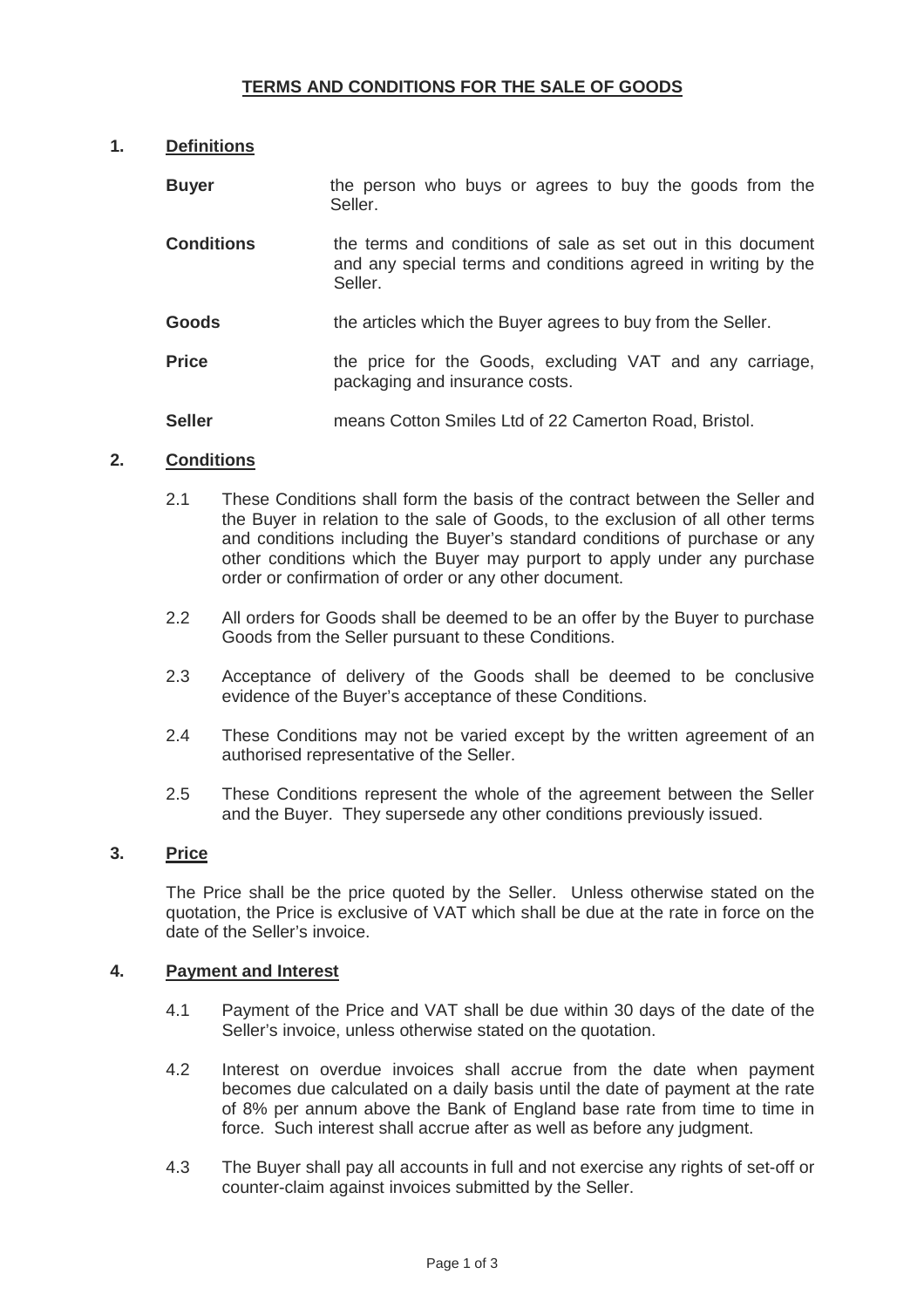# TERMS AND CONDITIONS FOR THE SALE OF GOODS

## 1. Definitions

| | |
|---|---|
| **Buyer** | the person who buys or agrees to buy the goods from the Seller. |
| **Conditions** | the terms and conditions of sale as set out in this document and any special terms and conditions agreed in writing by the Seller. |
| **Goods** | the articles which the Buyer agrees to buy from the Seller. |
| **Price** | the price for the Goods, excluding VAT and any carriage, packaging and insurance costs. |
| **Seller** | means Cotton Smiles Ltd of 22 Camerton Road, Bristol. |

## 2. Conditions

2.1 These Conditions shall form the basis of the contract between the Seller and the Buyer in relation to the sale of Goods, to the exclusion of all other terms and conditions including the Buyer's standard conditions of purchase or any other conditions which the Buyer may purport to apply under any purchase order or confirmation of order or any other document.

2.2 All orders for Goods shall be deemed to be an offer by the Buyer to purchase Goods from the Seller pursuant to these Conditions.

2.3 Acceptance of delivery of the Goods shall be deemed to be conclusive evidence of the Buyer's acceptance of these Conditions.

2.4 These Conditions may not be varied except by the written agreement of an authorised representative of the Seller.

2.5 These Conditions represent the whole of the agreement between the Seller and the Buyer. They supersede any other conditions previously issued.

## 3. Price

The Price shall be the price quoted by the Seller. Unless otherwise stated on the quotation, the Price is exclusive of VAT which shall be due at the rate in force on the date of the Seller's invoice.

## 4. Payment and Interest

4.1 Payment of the Price and VAT shall be due within 30 days of the date of the Seller's invoice, unless otherwise stated on the quotation.

4.2 Interest on overdue invoices shall accrue from the date when payment becomes due calculated on a daily basis until the date of payment at the rate of 8% per annum above the Bank of England base rate from time to time in force. Such interest shall accrue after as well as before any judgment.

4.3 The Buyer shall pay all accounts in full and not exercise any rights of set-off or counter-claim against invoices submitted by the Seller.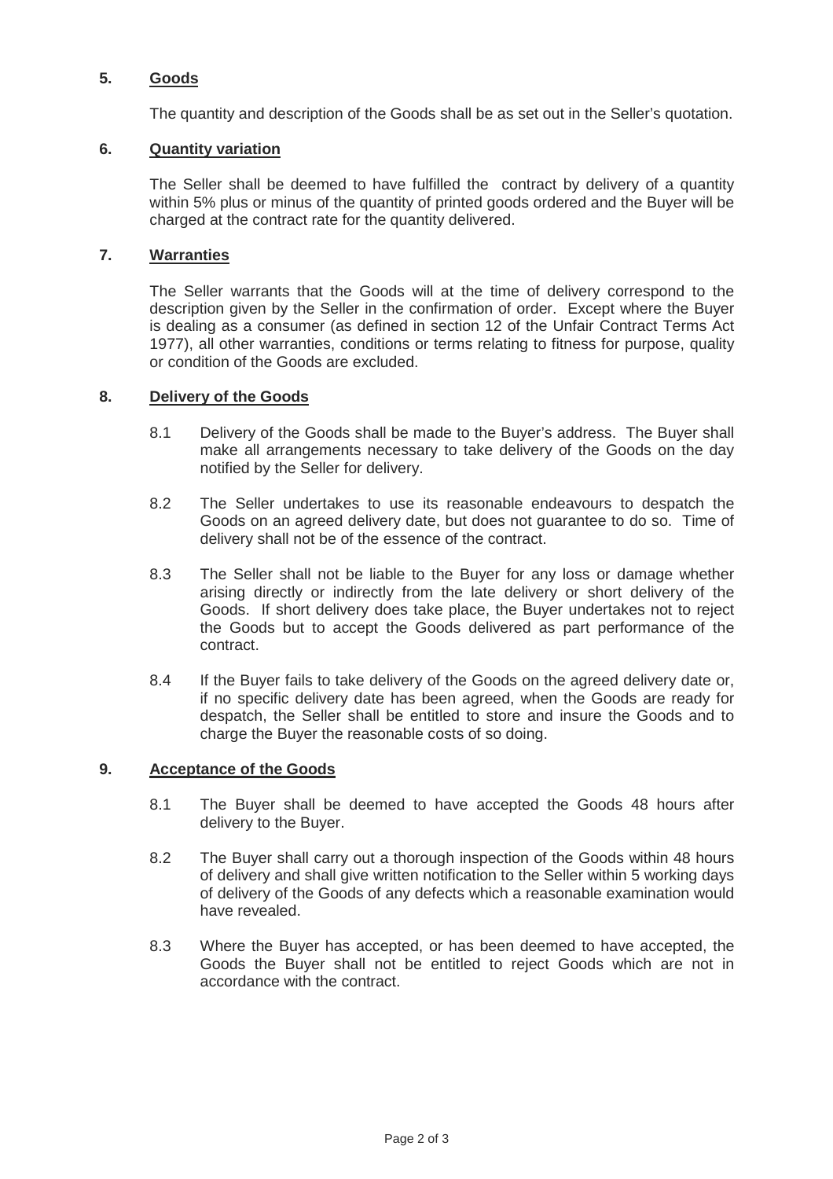## 5. Goods

The quantity and description of the Goods shall be as set out in the Seller's quotation.

## 6. Quantity variation

The Seller shall be deemed to have fulfilled the contract by delivery of a quantity within 5% plus or minus of the quantity of printed goods ordered and the Buyer will be charged at the contract rate for the quantity delivered.

## 7. Warranties

The Seller warrants that the Goods will at the time of delivery correspond to the description given by the Seller in the confirmation of order. Except where the Buyer is dealing as a consumer (as defined in section 12 of the Unfair Contract Terms Act 1977), all other warranties, conditions or terms relating to fitness for purpose, quality or condition of the Goods are excluded.

## 8. Delivery of the Goods

8.1 Delivery of the Goods shall be made to the Buyer's address. The Buyer shall make all arrangements necessary to take delivery of the Goods on the day notified by the Seller for delivery.

8.2 The Seller undertakes to use its reasonable endeavours to despatch the Goods on an agreed delivery date, but does not guarantee to do so. Time of delivery shall not be of the essence of the contract.

8.3 The Seller shall not be liable to the Buyer for any loss or damage whether arising directly or indirectly from the late delivery or short delivery of the Goods. If short delivery does take place, the Buyer undertakes not to reject the Goods but to accept the Goods delivered as part performance of the contract.

8.4 If the Buyer fails to take delivery of the Goods on the agreed delivery date or, if no specific delivery date has been agreed, when the Goods are ready for despatch, the Seller shall be entitled to store and insure the Goods and to charge the Buyer the reasonable costs of so doing.

## 9. Acceptance of the Goods

9.1 The Buyer shall be deemed to have accepted the Goods 48 hours after delivery to the Buyer.

9.2 The Buyer shall carry out a thorough inspection of the Goods within 48 hours of delivery and shall give written notification to the Seller within 5 working days of delivery of the Goods of any defects which a reasonable examination would have revealed.

9.3 Where the Buyer has accepted, or has been deemed to have accepted, the Goods the Buyer shall not be entitled to reject Goods which are not in accordance with the contract.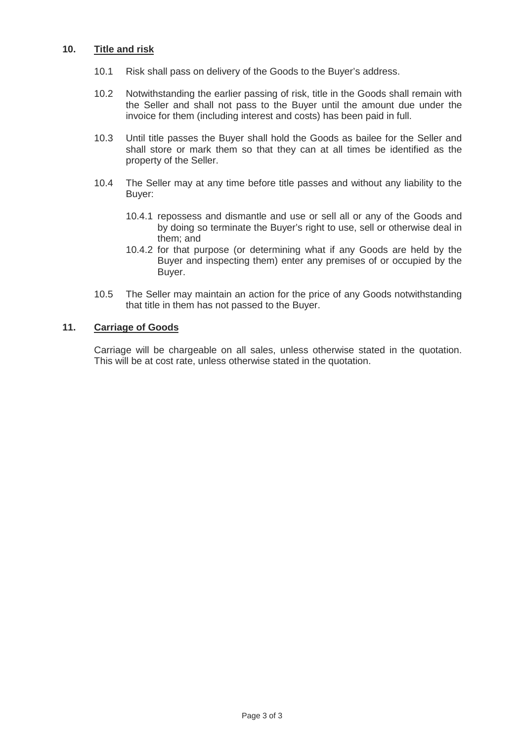## 10. Title and risk

10.1 Risk shall pass on delivery of the Goods to the Buyer's address.

10.2 Notwithstanding the earlier passing of risk, title in the Goods shall remain with the Seller and shall not pass to the Buyer until the amount due under the invoice for them (including interest and costs) has been paid in full.

10.3 Until title passes the Buyer shall hold the Goods as bailee for the Seller and shall store or mark them so that they can at all times be identified as the property of the Seller.

10.4 The Seller may at any time before title passes and without any liability to the Buyer:

10.4.1 repossess and dismantle and use or sell all or any of the Goods and by doing so terminate the Buyer's right to use, sell or otherwise deal in them; and

10.4.2 for that purpose (or determining what if any Goods are held by the Buyer and inspecting them) enter any premises of or occupied by the Buyer.

10.5 The Seller may maintain an action for the price of any Goods notwithstanding that title in them has not passed to the Buyer.

## 11. Carriage of Goods

Carriage will be chargeable on all sales, unless otherwise stated in the quotation. This will be at cost rate, unless otherwise stated in the quotation.